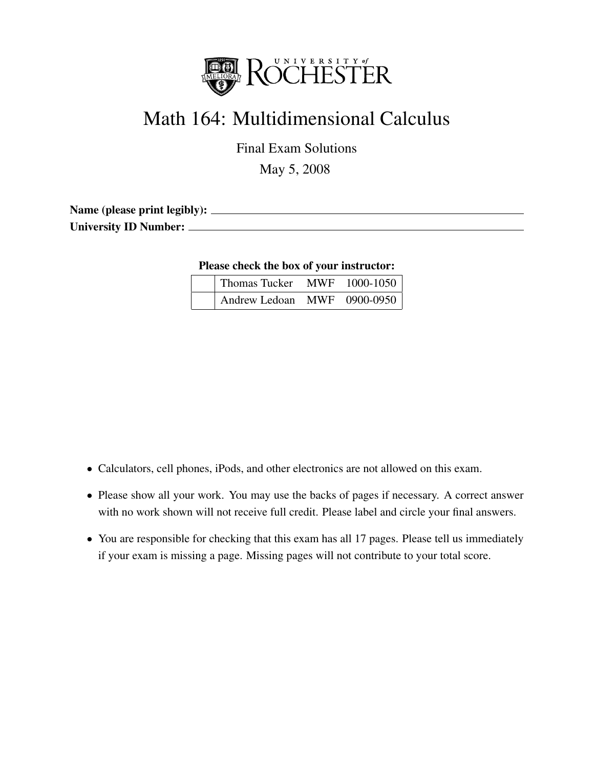UNIVERSITY of ROCHESTER

# Math 164: Multidimensional Calculus

Final Exam Solutions

May 5, 2008

**Name (please print legibly):** ______________________________

**University ID Number:** ______________________________

**Please check the box of your instructor:**

| | | | |
|---|---|---|---|
| | Thomas Tucker | MWF | 1000-1050 |
| | Andrew Ledoan | MWF | 0900-0950 |

- Calculators, cell phones, iPods, and other electronics are not allowed on this exam.
- Please show all your work. You may use the backs of pages if necessary. A correct answer with no work shown will not receive full credit. Please label and circle your final answers.
- You are responsible for checking that this exam has all 17 pages. Please tell us immediately if your exam is missing a page. Missing pages will not contribute to your total score.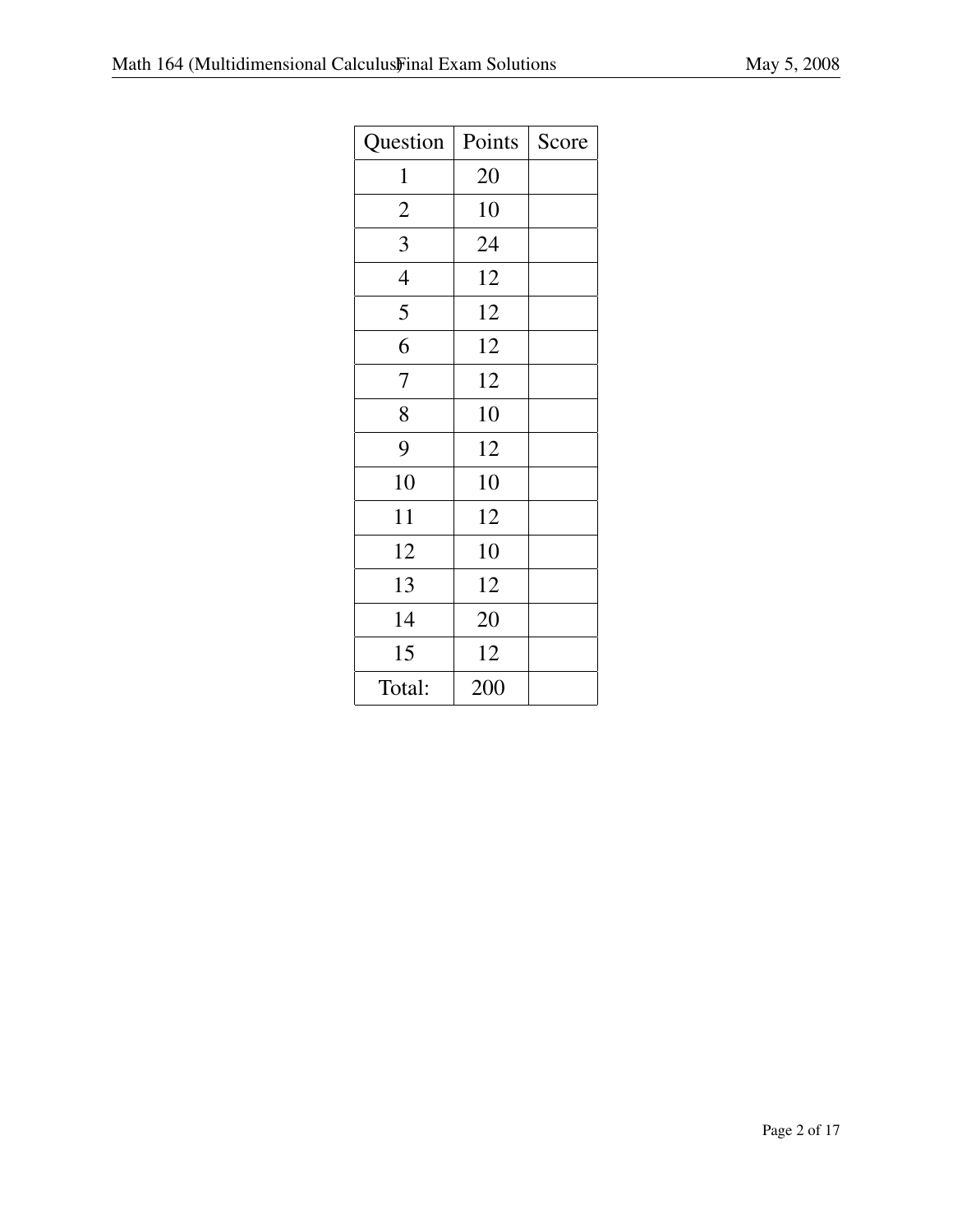| Question | Points | Score |
| --- | --- | --- |
| 1 | 20 | |
| 2 | 10 | |
| 3 | 24 | |
| 4 | 12 | |
| 5 | 12 | |
| 6 | 12 | |
| 7 | 12 | |
| 8 | 10 | |
| 9 | 12 | |
| 10 | 10 | |
| 11 | 12 | |
| 12 | 10 | |
| 13 | 12 | |
| 14 | 20 | |
| 15 | 12 | |
| Total: | 200 | |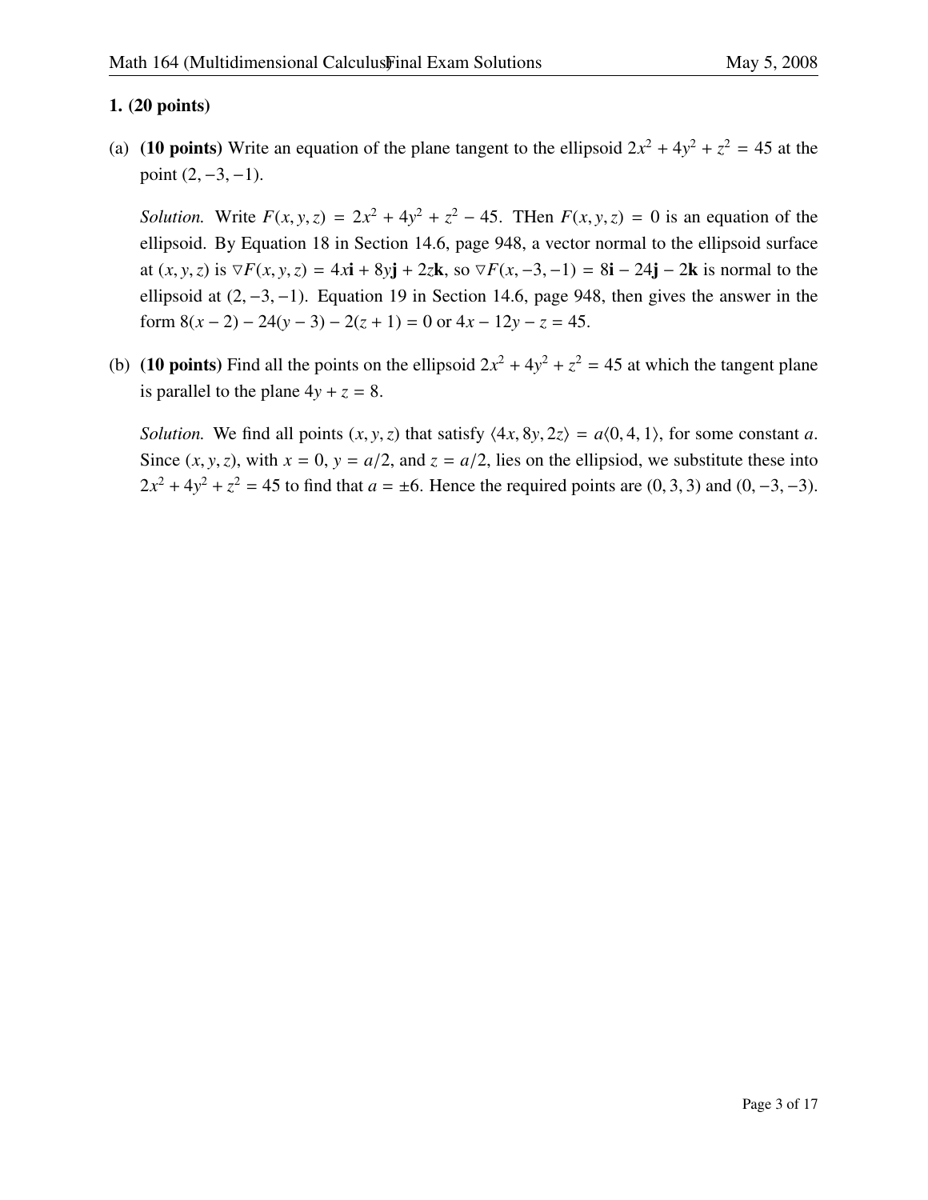**1. (20 points)**

(a) **(10 points)** Write an equation of the plane tangent to the ellipsoid $2x^2 + 4y^2 + z^2 = 45$ at the point $(2, -3, -1)$.

*Solution.* Write $F(x, y, z) = 2x^2 + 4y^2 + z^2 - 45$. THen $F(x, y, z) = 0$ is an equation of the ellipsoid. By Equation 18 in Section 14.6, page 948, a vector normal to the ellipsoid surface at $(x, y, z)$ is $\nabla F(x, y, z) = 4x\mathbf{i} + 8y\mathbf{j} + 2z\mathbf{k}$, so $\nabla F(x, -3, -1) = 8\mathbf{i} - 24\mathbf{j} - 2\mathbf{k}$ is normal to the ellipsoid at $(2, -3, -1)$. Equation 19 in Section 14.6, page 948, then gives the answer in the form $8(x - 2) - 24(y - 3) - 2(z + 1) = 0$ or $4x - 12y - z = 45$.

(b) **(10 points)** Find all the points on the ellipsoid $2x^2 + 4y^2 + z^2 = 45$ at which the tangent plane is parallel to the plane $4y + z = 8$.

*Solution.* We find all points $(x, y, z)$ that satisfy $\langle 4x, 8y, 2z \rangle = a\langle 0, 4, 1 \rangle$, for some constant $a$. Since $(x, y, z)$, with $x = 0$, $y = a/2$, and $z = a/2$, lies on the ellipsiod, we substitute these into $2x^2 + 4y^2 + z^2 = 45$ to find that $a = \pm 6$. Hence the required points are $(0, 3, 3)$ and $(0, -3, -3)$.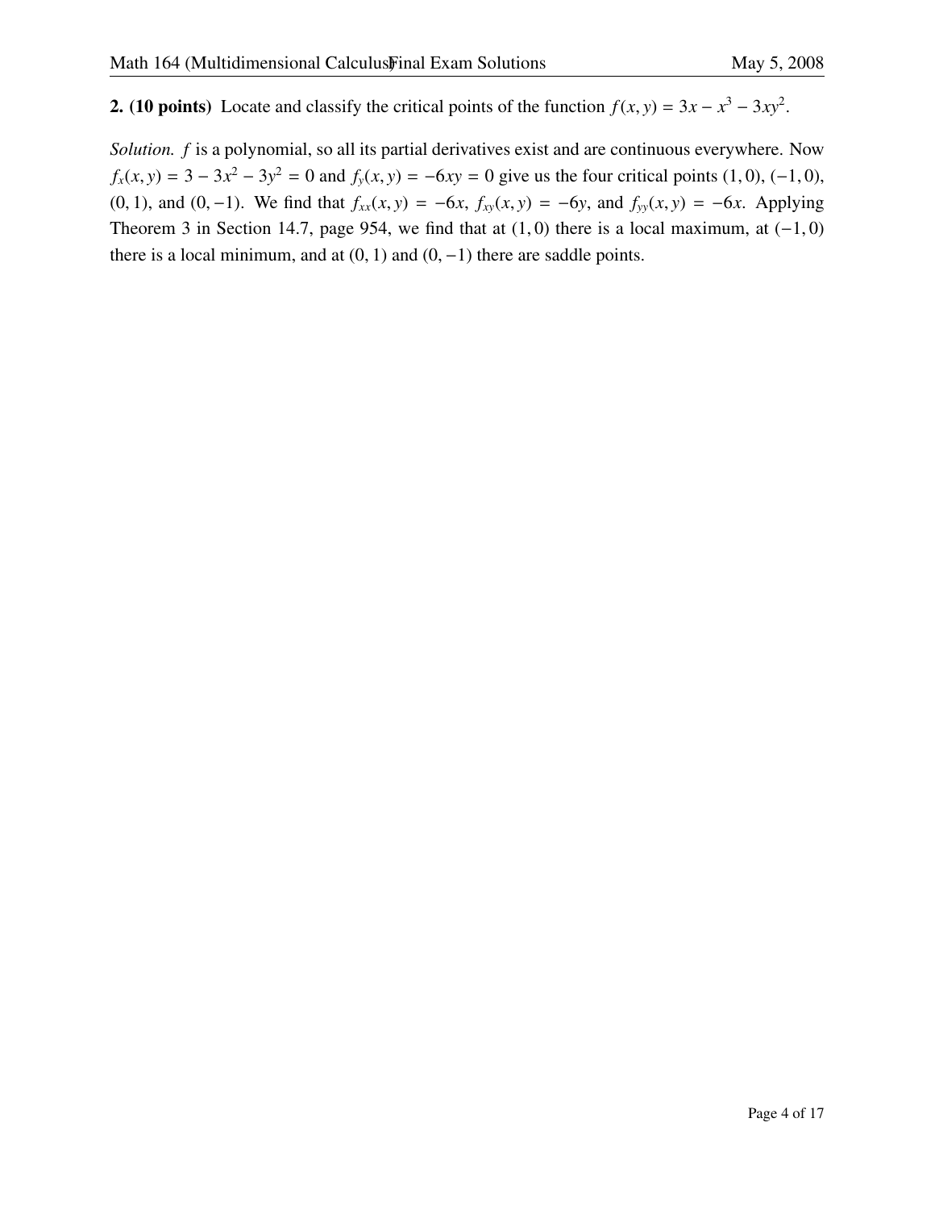**2. (10 points)** Locate and classify the critical points of the function $f(x, y) = 3x - x^3 - 3xy^2$.

*Solution.* $f$ is a polynomial, so all its partial derivatives exist and are continuous everywhere. Now $f_x(x, y) = 3 - 3x^2 - 3y^2 = 0$ and $f_y(x, y) = -6xy = 0$ give us the four critical points $(1, 0)$, $(-1, 0)$, $(0, 1)$, and $(0, -1)$. We find that $f_{xx}(x, y) = -6x$, $f_{xy}(x, y) = -6y$, and $f_{yy}(x, y) = -6x$. Applying Theorem 3 in Section 14.7, page 954, we find that at $(1, 0)$ there is a local maximum, at $(-1, 0)$ there is a local minimum, and at $(0, 1)$ and $(0, -1)$ there are saddle points.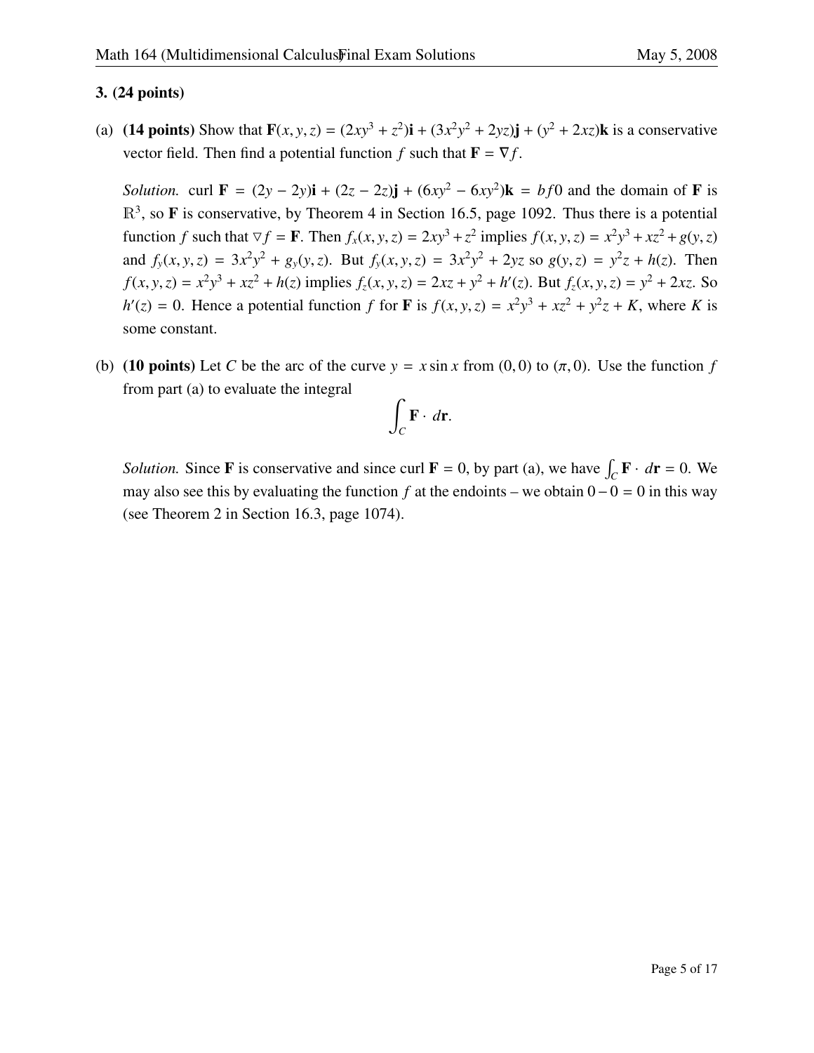**3. (24 points)**

(a) **(14 points)** Show that $\mathbf{F}(x, y, z) = (2xy^3 + z^2)\mathbf{i} + (3x^2y^2 + 2yz)\mathbf{j} + (y^2 + 2xz)\mathbf{k}$ is a conservative vector field. Then find a potential function $f$ such that $\mathbf{F} = \nabla f$.

*Solution.* curl $\mathbf{F} = (2y - 2y)\mathbf{i} + (2z - 2z)\mathbf{j} + (6xy^2 - 6xy^2)\mathbf{k} = bf0$ and the domain of $\mathbf{F}$ is $\mathbb{R}^3$, so $\mathbf{F}$ is conservative, by Theorem 4 in Section 16.5, page 1092. Thus there is a potential function $f$ such that $\nabla f = \mathbf{F}$. Then $f_x(x, y, z) = 2xy^3 + z^2$ implies $f(x, y, z) = x^2y^3 + xz^2 + g(y, z)$ and $f_y(x, y, z) = 3x^2y^2 + g_y(y, z)$. But $f_y(x, y, z) = 3x^2y^2 + 2yz$ so $g(y, z) = y^2z + h(z)$. Then $f(x, y, z) = x^2y^3 + xz^2 + h(z)$ implies $f_z(x, y, z) = 2xz + y^2 + h'(z)$. But $f_z(x, y, z) = y^2 + 2xz$. So $h'(z) = 0$. Hence a potential function $f$ for $\mathbf{F}$ is $f(x, y, z) = x^2y^3 + xz^2 + y^2z + K$, where $K$ is some constant.

(b) **(10 points)** Let $C$ be the arc of the curve $y = x \sin x$ from $(0, 0)$ to $(\pi, 0)$. Use the function $f$ from part (a) to evaluate the integral

$$\int_C \mathbf{F} \cdot d\mathbf{r}.$$

*Solution.* Since $\mathbf{F}$ is conservative and since curl $\mathbf{F} = 0$, by part (a), we have $\int_C \mathbf{F} \cdot d\mathbf{r} = 0$. We may also see this by evaluating the function $f$ at the endoints – we obtain $0 - 0 = 0$ in this way (see Theorem 2 in Section 16.3, page 1074).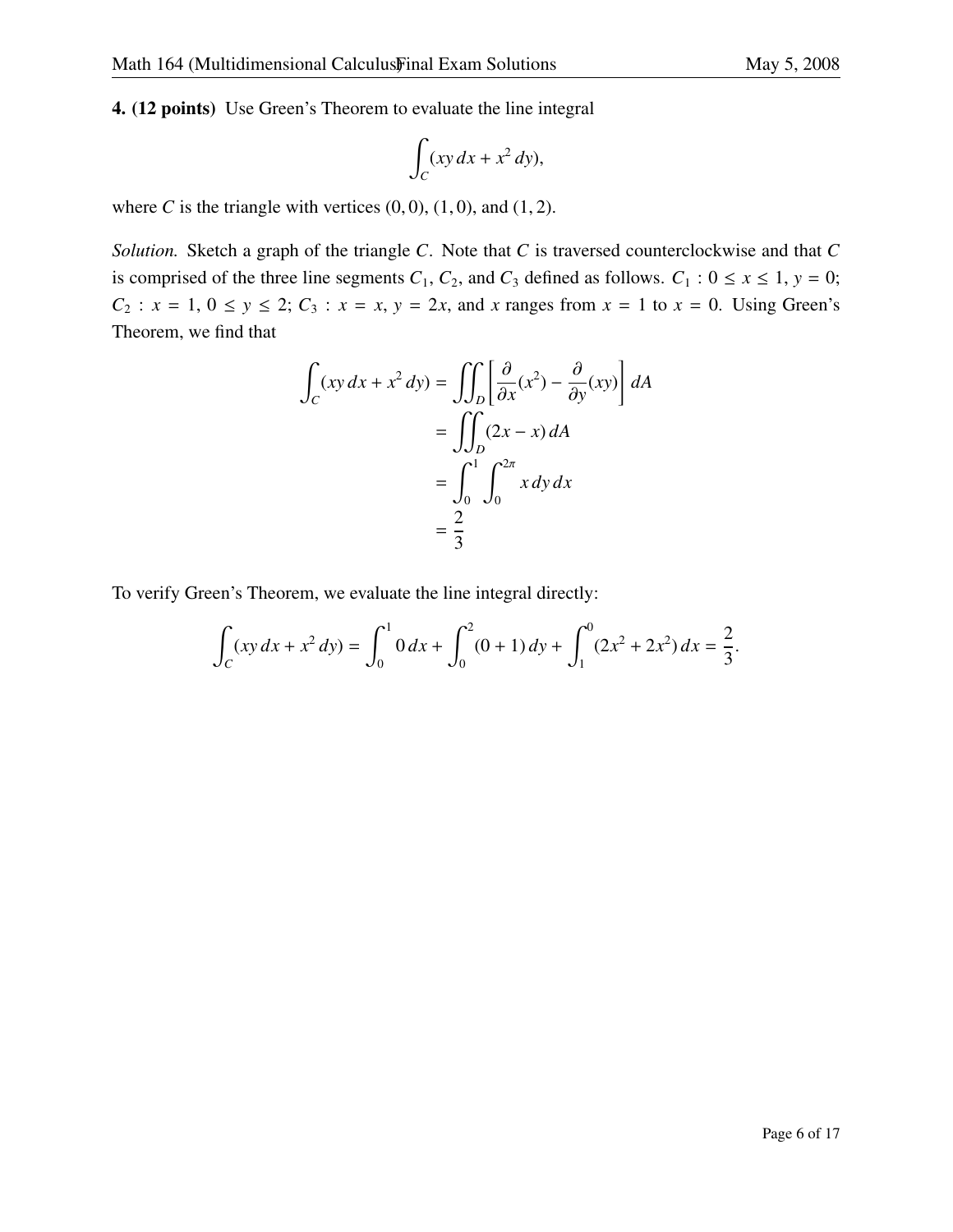**4. (12 points)** Use Green's Theorem to evaluate the line integral

$$\int_C (xy\,dx + x^2\,dy),$$

where $C$ is the triangle with vertices $(0,0)$, $(1,0)$, and $(1,2)$.

*Solution.* Sketch a graph of the triangle $C$. Note that $C$ is traversed counterclockwise and that $C$ is comprised of the three line segments $C_1$, $C_2$, and $C_3$ defined as follows. $C_1 : 0 \le x \le 1$, $y = 0$; $C_2 : x = 1$, $0 \le y \le 2$; $C_3 : x = x$, $y = 2x$, and $x$ ranges from $x = 1$ to $x = 0$. Using Green's Theorem, we find that

$$\begin{aligned}
\int_C (xy\,dx + x^2\,dy) &= \iint_D \left[ \frac{\partial}{\partial x}(x^2) - \frac{\partial}{\partial y}(xy) \right] dA \\
&= \iint_D (2x - x)\,dA \\
&= \int_0^1 \int_0^{2\pi} x\,dy\,dx \\
&= \frac{2}{3}
\end{aligned}$$

To verify Green's Theorem, we evaluate the line integral directly:

$$\int_C (xy\,dx + x^2\,dy) = \int_0^1 0\,dx + \int_0^2 (0+1)\,dy + \int_1^0 (2x^2 + 2x^2)\,dx = \frac{2}{3}.$$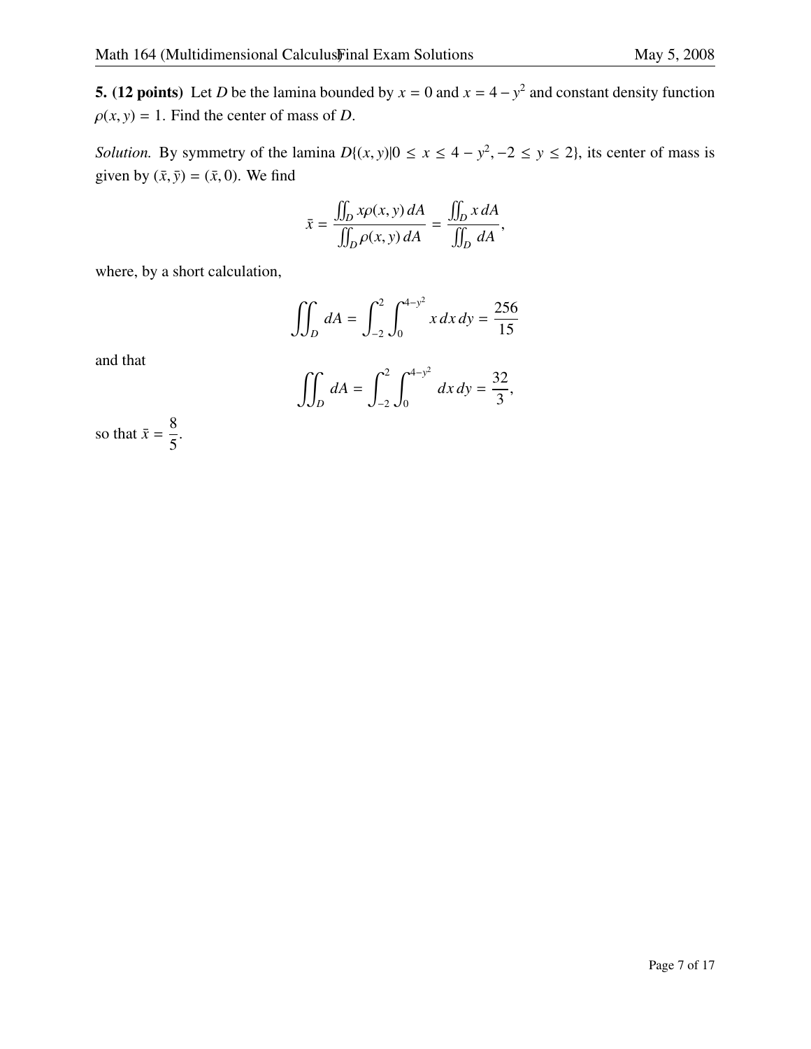**5. (12 points)** Let $D$ be the lamina bounded by $x = 0$ and $x = 4 - y^2$ and constant density function $\rho(x, y) = 1$. Find the center of mass of $D$.

*Solution.* By symmetry of the lamina $D\{(x, y)|0 \leq x \leq 4 - y^2, -2 \leq y \leq 2\}$, its center of mass is given by $(\bar{x}, \bar{y}) = (\bar{x}, 0)$. We find

$$\bar{x} = \frac{\iint_D x\rho(x, y)\, dA}{\iint_D \rho(x, y)\, dA} = \frac{\iint_D x\, dA}{\iint_D dA},$$

where, by a short calculation,

$$\iint_D dA = \int_{-2}^{2} \int_{0}^{4-y^2} x\, dx\, dy = \frac{256}{15}$$

and that

$$\iint_D dA = \int_{-2}^{2} \int_{0}^{4-y^2} dx\, dy = \frac{32}{3},$$

so that $\bar{x} = \dfrac{8}{5}$.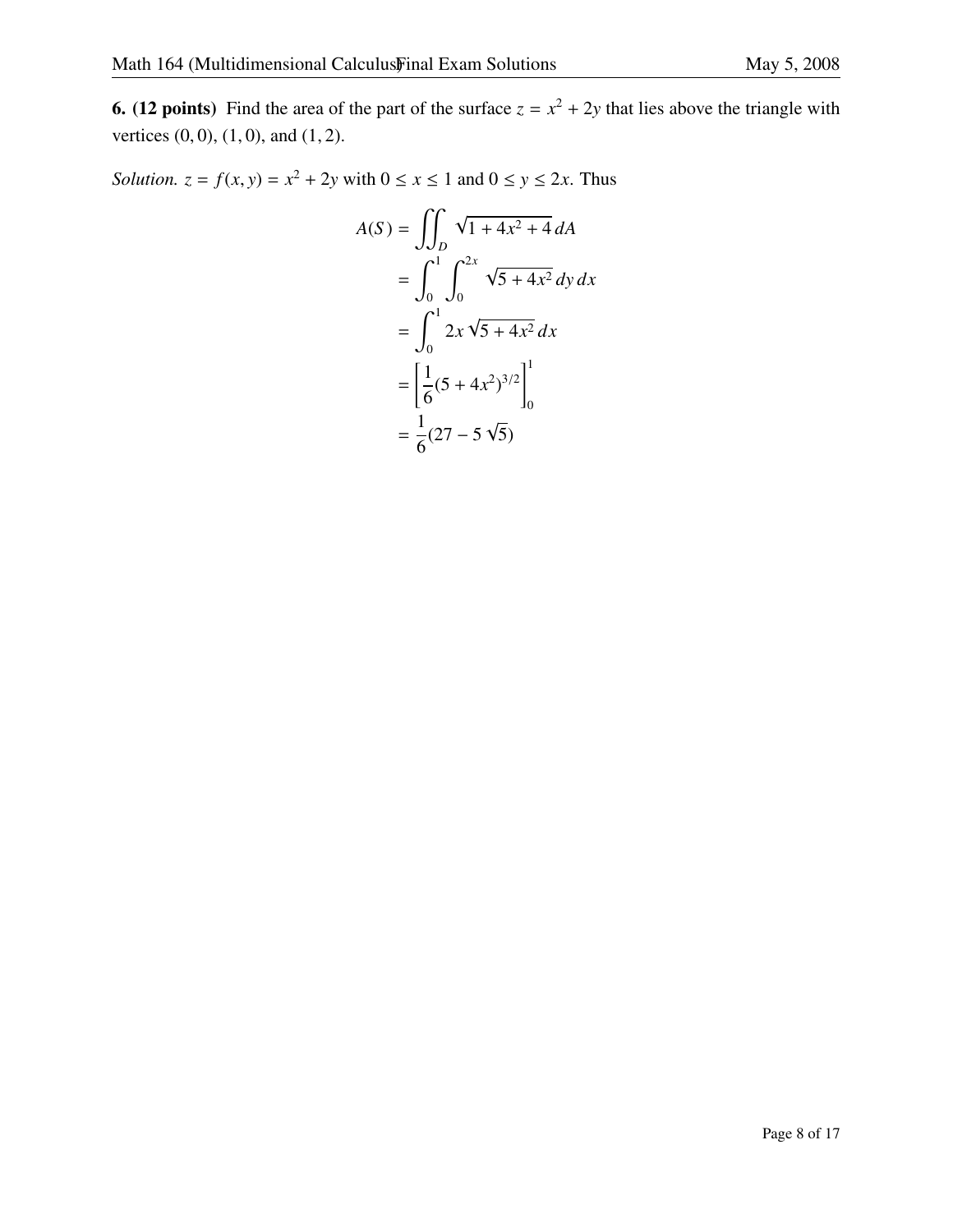**6. (12 points)** Find the area of the part of the surface $z = x^2 + 2y$ that lies above the triangle with vertices $(0, 0)$, $(1, 0)$, and $(1, 2)$.

*Solution.* $z = f(x, y) = x^2 + 2y$ with $0 \le x \le 1$ and $0 \le y \le 2x$. Thus

$$
\begin{aligned}
A(S) &= \iint_D \sqrt{1 + 4x^2 + 4}\, dA \\
&= \int_0^1 \int_0^{2x} \sqrt{5 + 4x^2}\, dy\, dx \\
&= \int_0^1 2x\sqrt{5 + 4x^2}\, dx \\
&= \left[ \frac{1}{6}(5 + 4x^2)^{3/2} \right]_0^1 \\
&= \frac{1}{6}(27 - 5\sqrt{5})
\end{aligned}
$$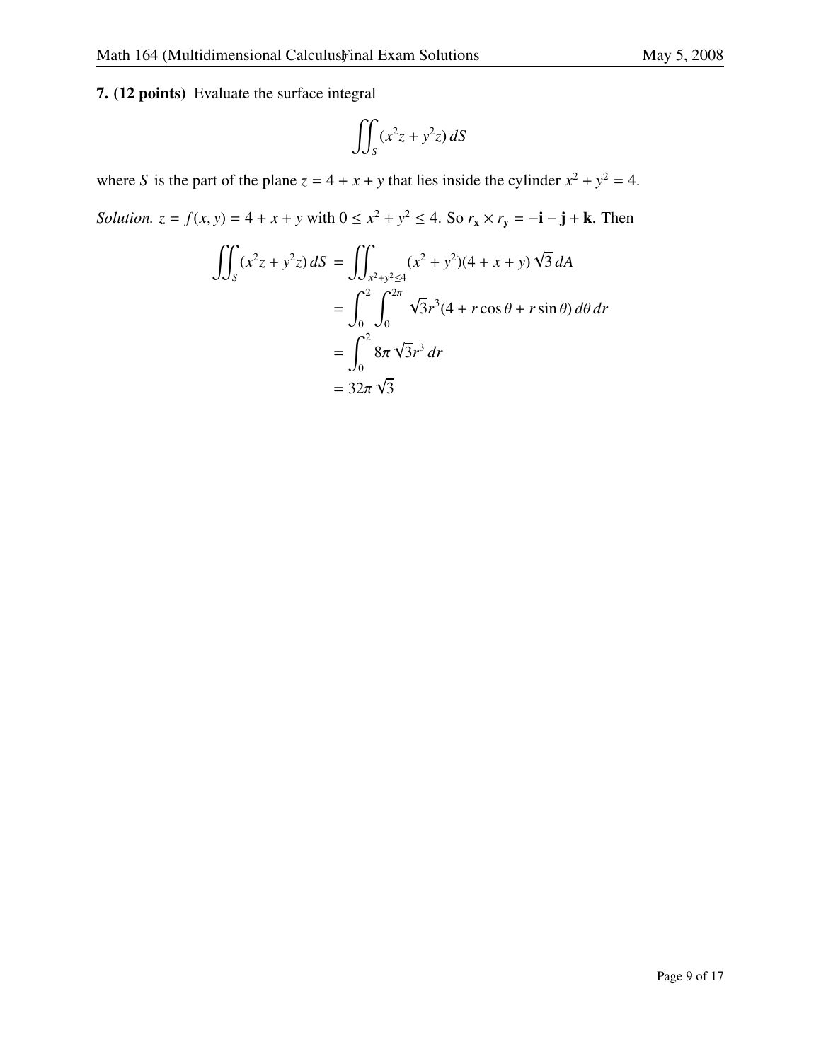**7. (12 points)** Evaluate the surface integral

$$\iint_S (x^2 z + y^2 z)\, dS$$

where $S$ is the part of the plane $z = 4 + x + y$ that lies inside the cylinder $x^2 + y^2 = 4$.

*Solution.* $z = f(x, y) = 4 + x + y$ with $0 \le x^2 + y^2 \le 4$. So $r_{\mathbf{x}} \times r_{\mathbf{y}} = -\mathbf{i} - \mathbf{j} + \mathbf{k}$. Then

$$\begin{aligned}
\iint_S (x^2 z + y^2 z)\, dS &= \iint_{x^2+y^2 \le 4} (x^2 + y^2)(4 + x + y)\, \sqrt{3}\, dA \\
&= \int_0^2 \int_0^{2\pi} \sqrt{3} r^3 (4 + r\cos\theta + r\sin\theta)\, d\theta\, dr \\
&= \int_0^2 8\pi \sqrt{3} r^3\, dr \\
&= 32\pi \sqrt{3}
\end{aligned}$$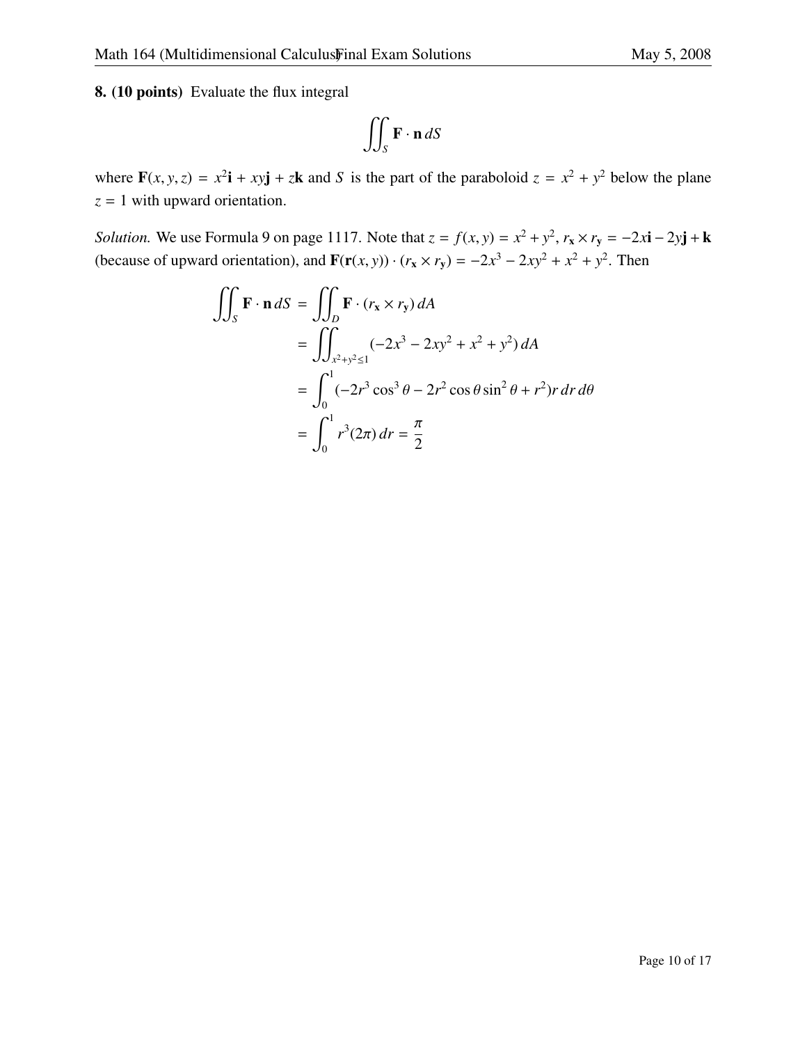**8. (10 points)** Evaluate the flux integral

$$\iint_S \mathbf{F} \cdot \mathbf{n}\, dS$$

where $\mathbf{F}(x, y, z) = x^2\mathbf{i} + xy\mathbf{j} + z\mathbf{k}$ and $S$ is the part of the paraboloid $z = x^2 + y^2$ below the plane $z = 1$ with upward orientation.

*Solution.* We use Formula 9 on page 1117. Note that $z = f(x, y) = x^2 + y^2$, $r_\mathbf{x} \times r_\mathbf{y} = -2x\mathbf{i} - 2y\mathbf{j} + \mathbf{k}$ (because of upward orientation), and $\mathbf{F}(\mathbf{r}(x, y)) \cdot (r_\mathbf{x} \times r_\mathbf{y}) = -2x^3 - 2xy^2 + x^2 + y^2$. Then

$$\begin{aligned}
\iint_S \mathbf{F} \cdot \mathbf{n}\, dS &= \iint_D \mathbf{F} \cdot (r_\mathbf{x} \times r_\mathbf{y})\, dA \\
&= \iint_{x^2+y^2 \leq 1} (-2x^3 - 2xy^2 + x^2 + y^2)\, dA \\
&= \int_0^1 (-2r^3 \cos^3\theta - 2r^2 \cos\theta \sin^2\theta + r^2) r\, dr\, d\theta \\
&= \int_0^1 r^3 (2\pi)\, dr = \frac{\pi}{2}
\end{aligned}$$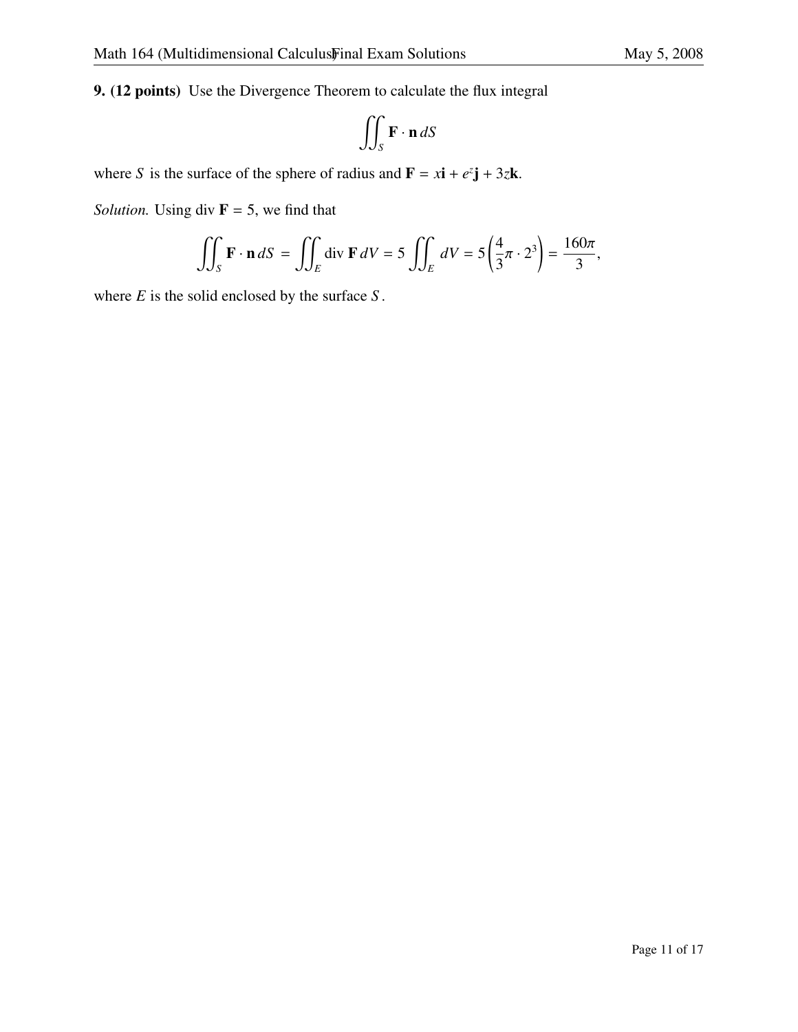**9. (12 points)** Use the Divergence Theorem to calculate the flux integral

$$\iint_S \mathbf{F} \cdot \mathbf{n} \, dS$$

where $S$ is the surface of the sphere of radius and $\mathbf{F} = x\mathbf{i} + e^z\mathbf{j} + 3z\mathbf{k}$.

*Solution.* Using div $\mathbf{F} = 5$, we find that

$$\iint_S \mathbf{F} \cdot \mathbf{n} \, dS = \iint_E \text{div } \mathbf{F} \, dV = 5 \iint_E dV = 5\left(\frac{4}{3}\pi \cdot 2^3\right) = \frac{160\pi}{3},$$

where $E$ is the solid enclosed by the surface $S$.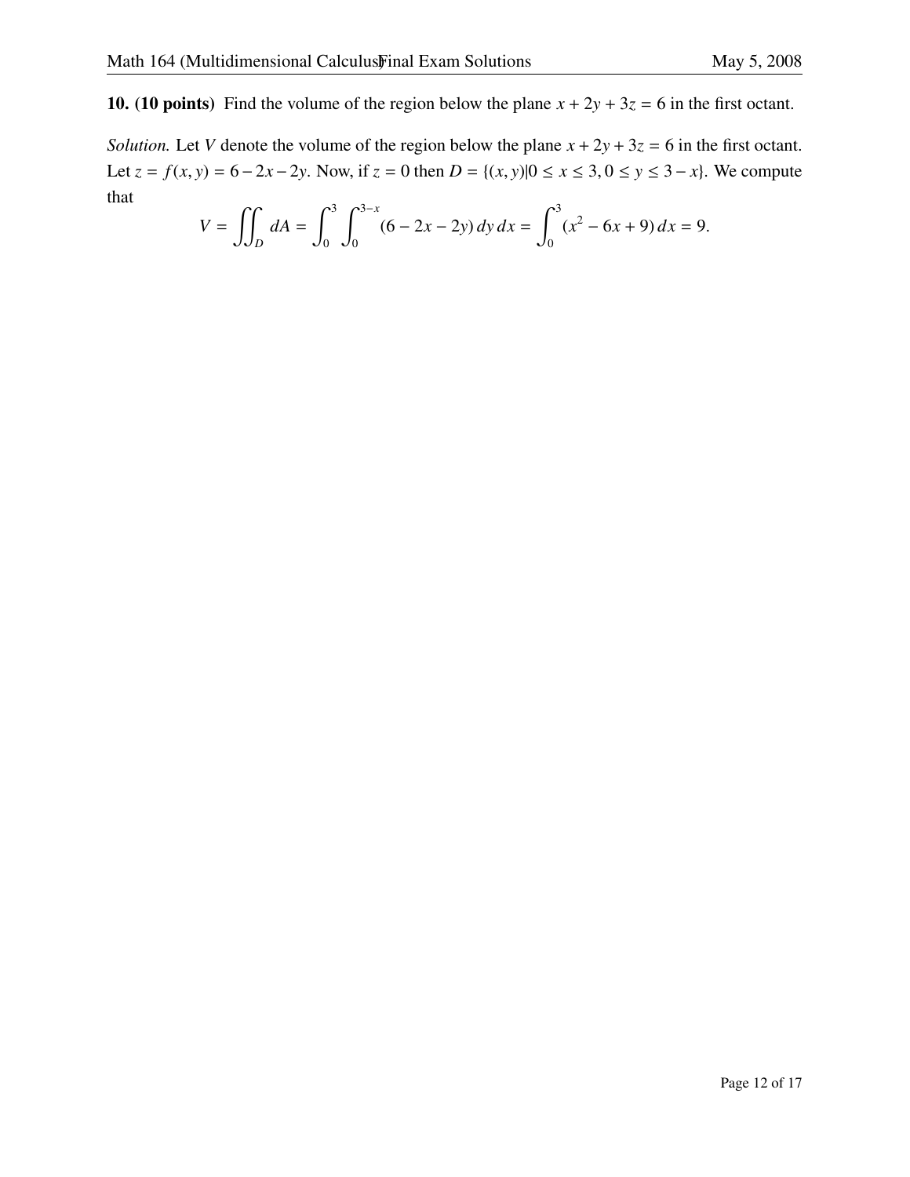**10. (10 points)** Find the volume of the region below the plane $x + 2y + 3z = 6$ in the first octant.

*Solution.* Let $V$ denote the volume of the region below the plane $x + 2y + 3z = 6$ in the first octant. Let $z = f(x, y) = 6 - 2x - 2y$. Now, if $z = 0$ then $D = \{(x, y)|0 \leq x \leq 3, 0 \leq y \leq 3 - x\}$. We compute that

$$V = \iint_D dA = \int_0^3 \int_0^{3-x} (6 - 2x - 2y)\, dy\, dx = \int_0^3 (x^2 - 6x + 9)\, dx = 9.$$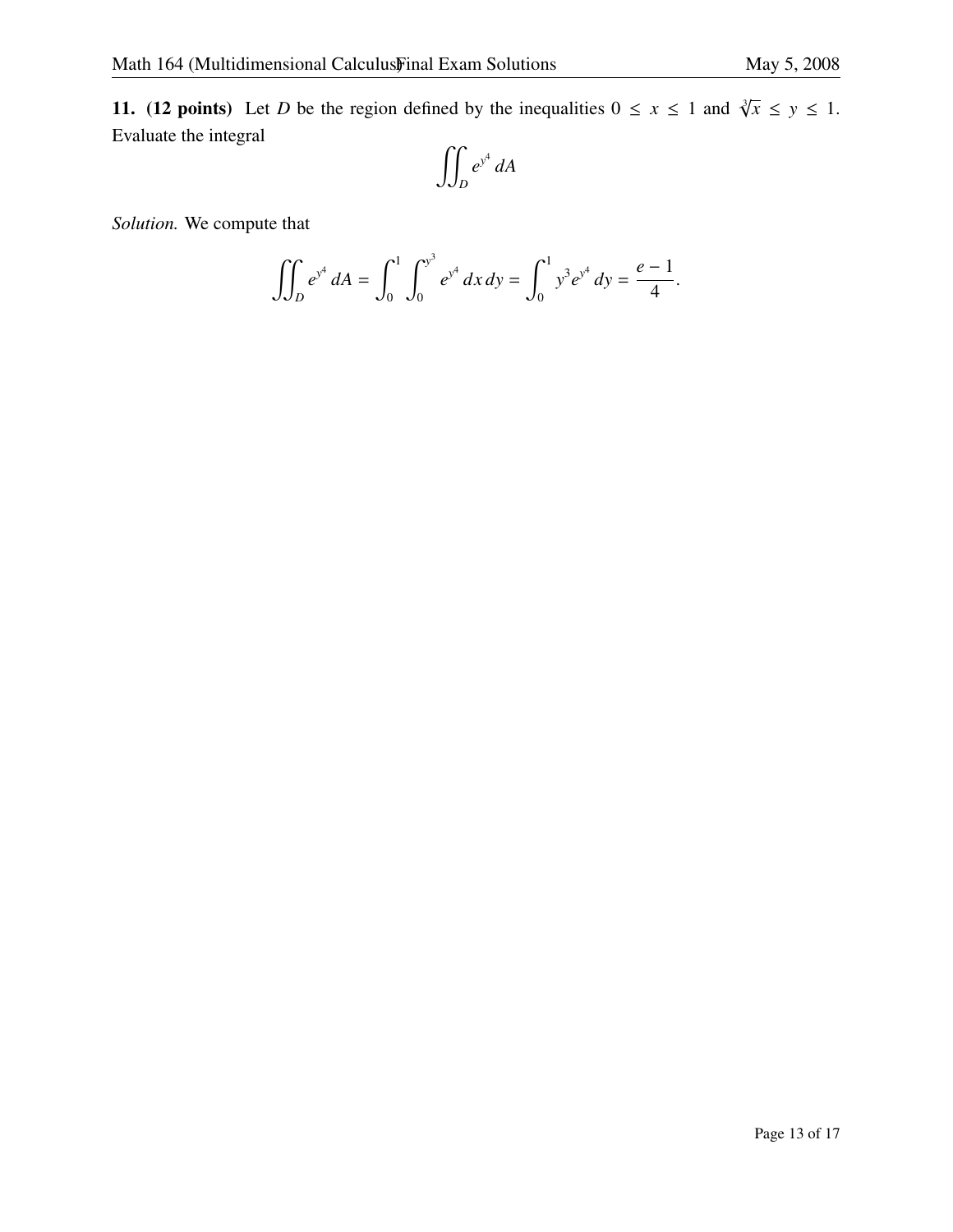**11. (12 points)** Let $D$ be the region defined by the inequalities $0 \leq x \leq 1$ and $\sqrt[3]{x} \leq y \leq 1$. Evaluate the integral

$$\iint_D e^{y^4}\, dA$$

*Solution.* We compute that

$$\iint_D e^{y^4}\, dA = \int_0^1 \int_0^{y^3} e^{y^4}\, dx\, dy = \int_0^1 y^3 e^{y^4}\, dy = \frac{e-1}{4}.$$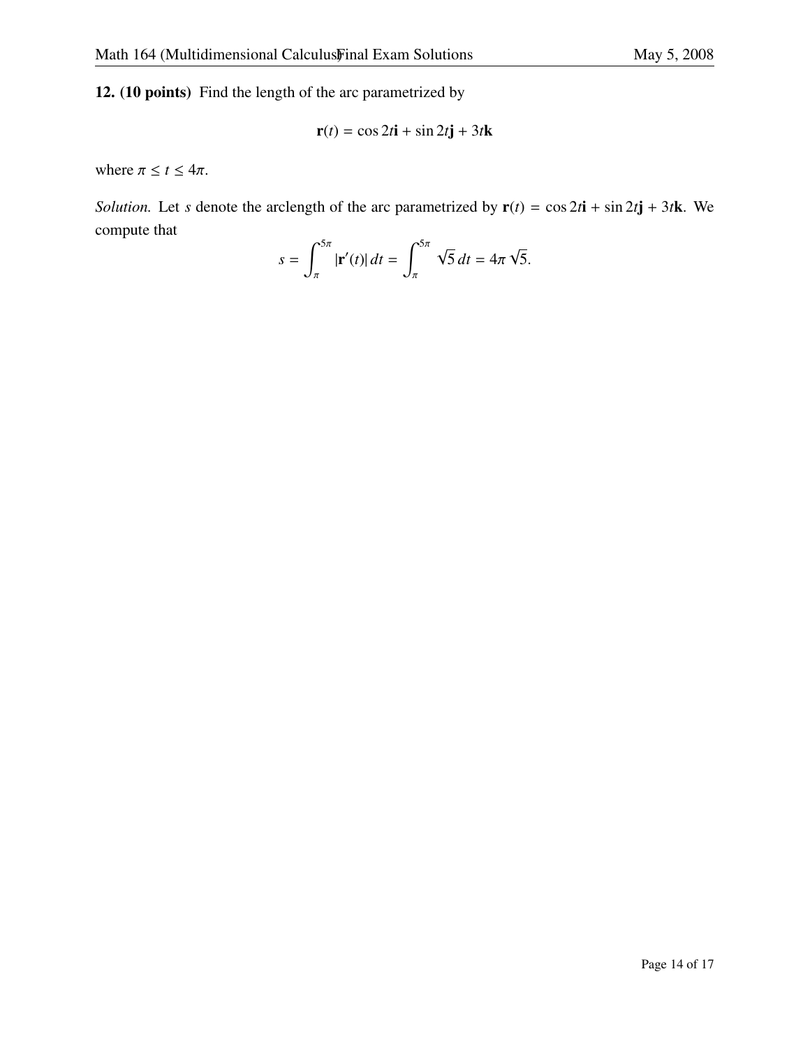**12. (10 points)** Find the length of the arc parametrized by

$$\mathbf{r}(t) = \cos 2t\mathbf{i} + \sin 2t\mathbf{j} + 3t\mathbf{k}$$

where $\pi \leq t \leq 4\pi$.

*Solution.* Let $s$ denote the arclength of the arc parametrized by $\mathbf{r}(t) = \cos 2t\mathbf{i} + \sin 2t\mathbf{j} + 3t\mathbf{k}$. We compute that

$$s = \int_{\pi}^{5\pi} |\mathbf{r}'(t)|\, dt = \int_{\pi}^{5\pi} \sqrt{5}\, dt = 4\pi\sqrt{5}.$$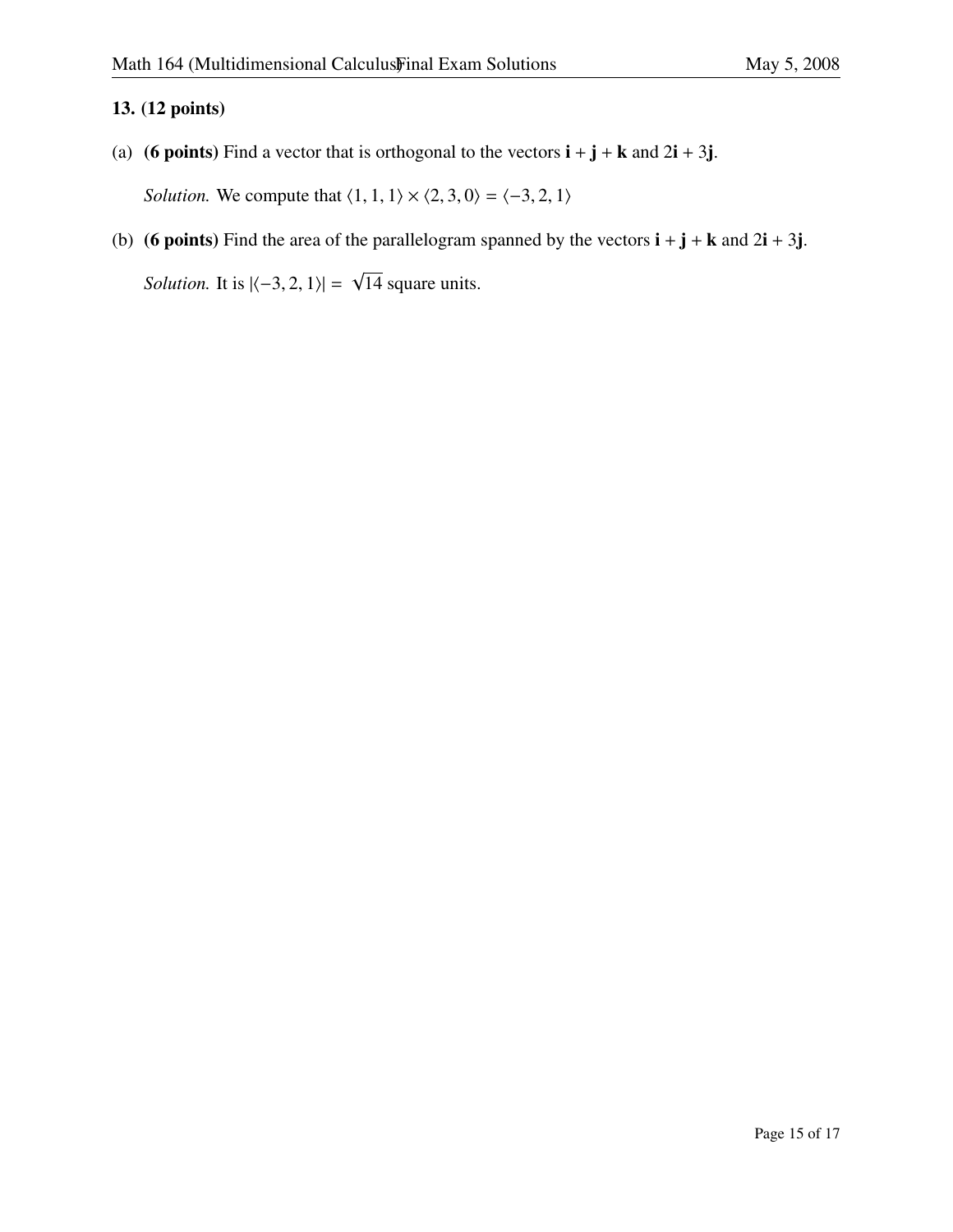**13. (12 points)**

(a) **(6 points)** Find a vector that is orthogonal to the vectors $\mathbf{i} + \mathbf{j} + \mathbf{k}$ and $2\mathbf{i} + 3\mathbf{j}$.

*Solution.* We compute that $\langle 1, 1, 1\rangle \times \langle 2, 3, 0\rangle = \langle -3, 2, 1\rangle$

(b) **(6 points)** Find the area of the parallelogram spanned by the vectors $\mathbf{i} + \mathbf{j} + \mathbf{k}$ and $2\mathbf{i} + 3\mathbf{j}$.

*Solution.* It is $|\langle -3, 2, 1\rangle| = \sqrt{14}$ square units.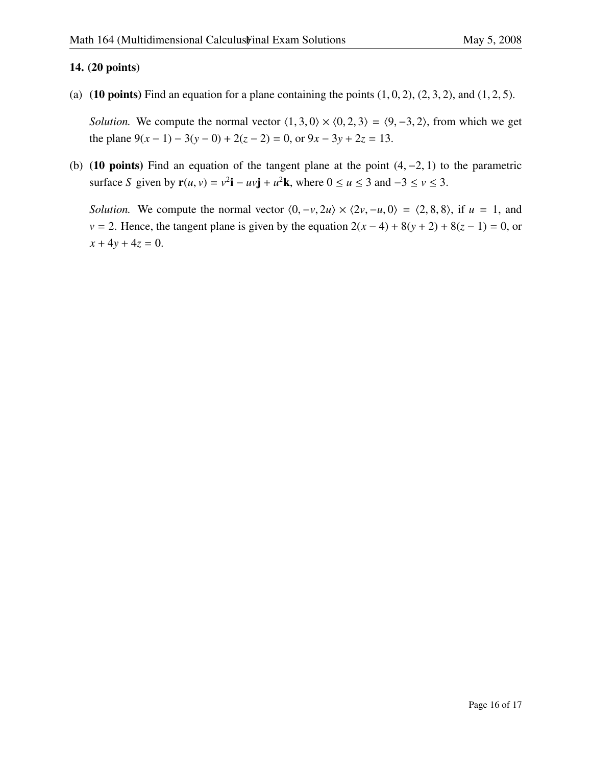**14. (20 points)**

(a) **(10 points)** Find an equation for a plane containing the points $(1, 0, 2)$, $(2, 3, 2)$, and $(1, 2, 5)$.

*Solution.* We compute the normal vector $\langle 1, 3, 0\rangle \times \langle 0, 2, 3\rangle = \langle 9, -3, 2\rangle$, from which we get the plane $9(x - 1) - 3(y - 0) + 2(z - 2) = 0$, or $9x - 3y + 2z = 13$.

(b) **(10 points)** Find an equation of the tangent plane at the point $(4, -2, 1)$ to the parametric surface $S$ given by $\mathbf{r}(u, v) = v^2\mathbf{i} - uv\mathbf{j} + u^2\mathbf{k}$, where $0 \leq u \leq 3$ and $-3 \leq v \leq 3$.

*Solution.* We compute the normal vector $\langle 0, -v, 2u\rangle \times \langle 2v, -u, 0\rangle = \langle 2, 8, 8\rangle$, if $u = 1$, and $v = 2$. Hence, the tangent plane is given by the equation $2(x - 4) + 8(y + 2) + 8(z - 1) = 0$, or $x + 4y + 4z = 0$.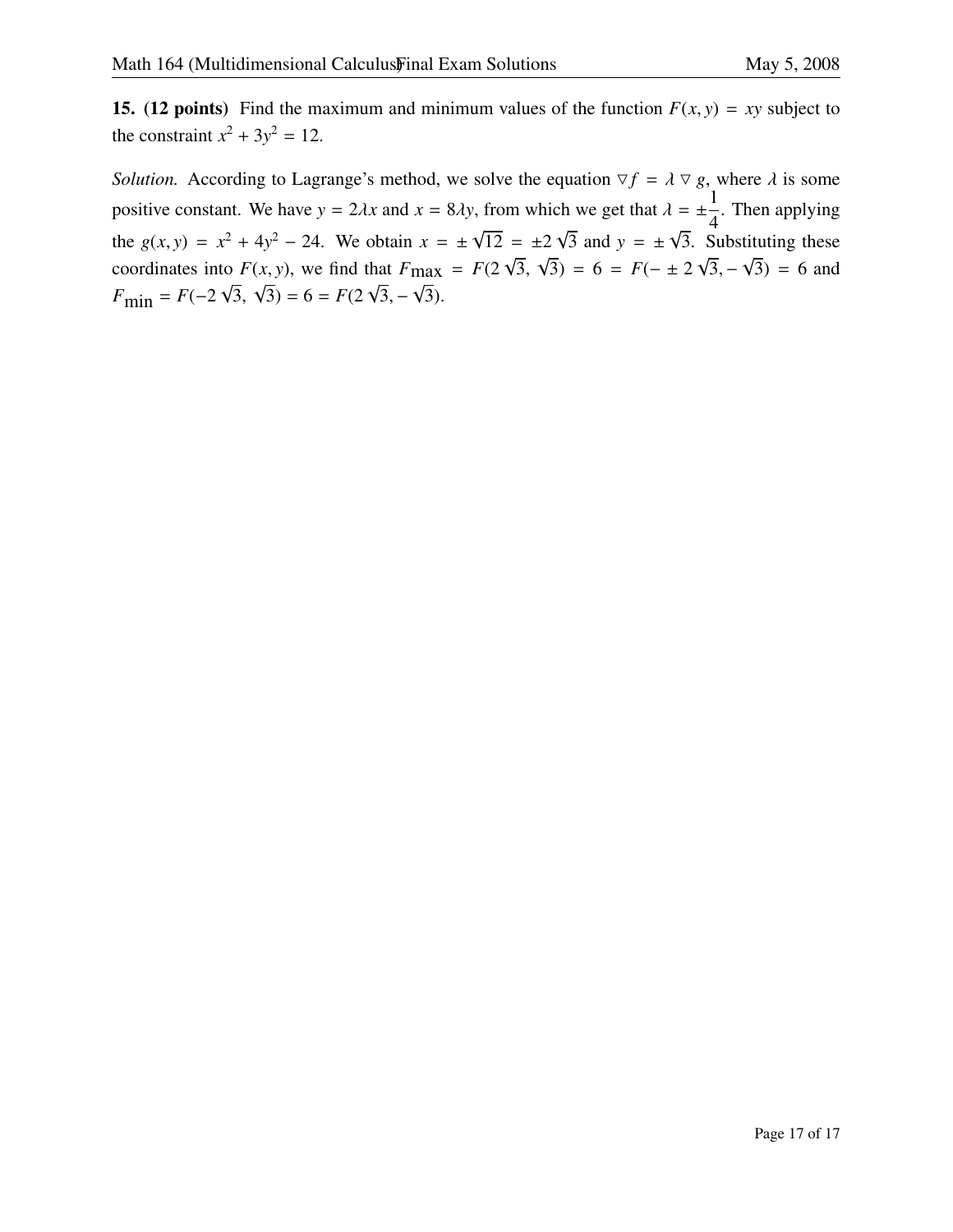**15. (12 points)** Find the maximum and minimum values of the function $F(x, y) = xy$ subject to the constraint $x^2 + 3y^2 = 12$.

*Solution.* According to Lagrange's method, we solve the equation $\nabla f = \lambda \nabla g$, where $\lambda$ is some positive constant. We have $y = 2\lambda x$ and $x = 8\lambda y$, from which we get that $\lambda = \pm\frac{1}{4}$. Then applying the $g(x, y) = x^2 + 4y^2 - 24$. We obtain $x = \pm\sqrt{12} = \pm 2\sqrt{3}$ and $y = \pm\sqrt{3}$. Substituting these coordinates into $F(x, y)$, we find that $F_{\text{max}} = F(2\sqrt{3}, \sqrt{3}) = 6 = F(-\pm 2\sqrt{3}, -\sqrt{3}) = 6$ and $F_{\text{min}} = F(-2\sqrt{3}, \sqrt{3}) = 6 = F(2\sqrt{3}, -\sqrt{3})$.